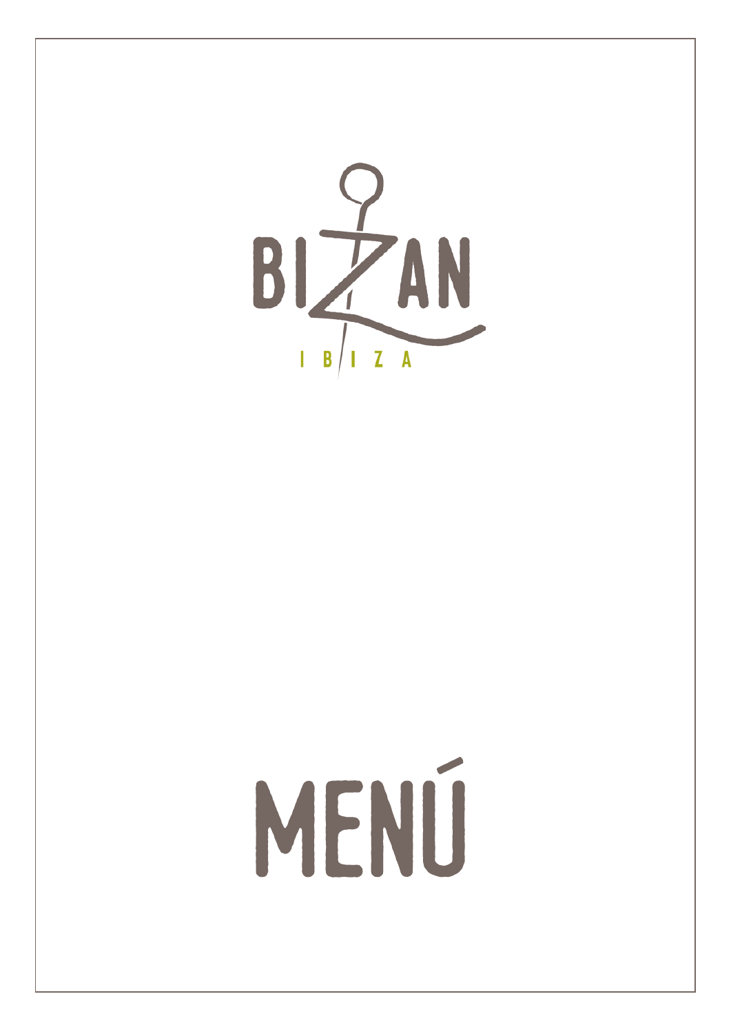# BIZAN

IBIZA

# MENÚ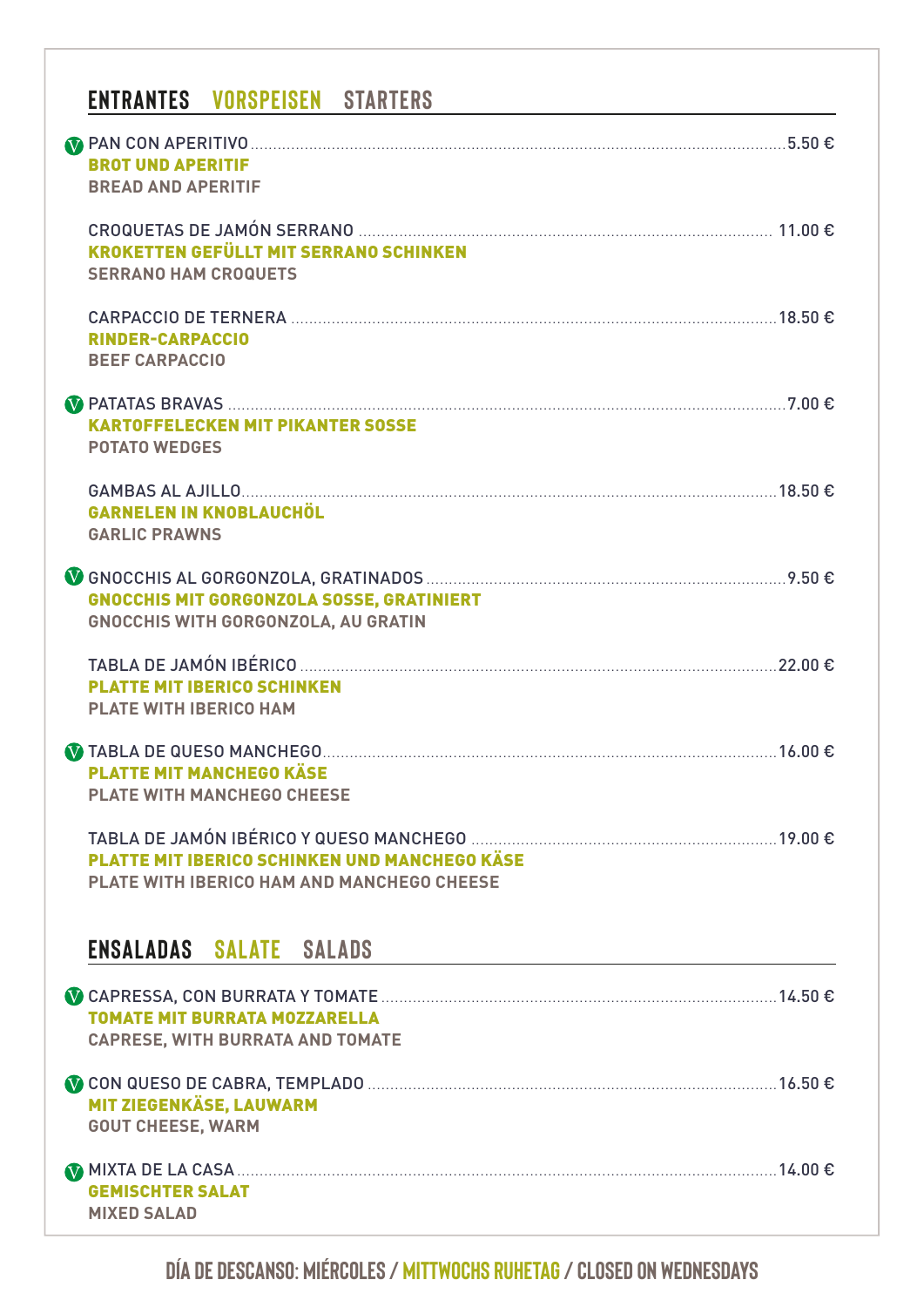## ENTRANTES VORSPEISEN STARTERS

Ⓥ PAN CON APERITIVO .......... 5.50 €
**BROT UND APERITIF**
**BREAD AND APERITIF**

CROQUETAS DE JAMÓN SERRANO .......... 11.00 €
**KROKETTEN GEFÜLLT MIT SERRANO SCHINKEN**
**SERRANO HAM CROQUETS**

CARPACCIO DE TERNERA .......... 18.50 €
**RINDER-CARPACCIO**
**BEEF CARPACCIO**

Ⓥ PATATAS BRAVAS .......... 7.00 €
**KARTOFFELECKEN MIT PIKANTER SOSSE**
**POTATO WEDGES**

GAMBAS AL AJILLO .......... 18.50 €
**GARNELEN IN KNOBLAUCHÖL**
**GARLIC PRAWNS**

Ⓥ GNOCCHIS AL GORGONZOLA, GRATINADOS .......... 9.50 €
**GNOCCHIS MIT GORGONZOLA SOSSE, GRATINIERT**
**GNOCCHIS WITH GORGONZOLA, AU GRATIN**

TABLA DE JAMÓN IBÉRICO .......... 22.00 €
**PLATTE MIT IBERICO SCHINKEN**
**PLATE WITH IBERICO HAM**

Ⓥ TABLA DE QUESO MANCHEGO .......... 16.00 €
**PLATTE MIT MANCHEGO KÄSE**
**PLATE WITH MANCHEGO CHEESE**

TABLA DE JAMÓN IBÉRICO Y QUESO MANCHEGO .......... 19.00 €
**PLATTE MIT IBERICO SCHINKEN UND MANCHEGO KÄSE**
**PLATE WITH IBERICO HAM AND MANCHEGO CHEESE**

## ENSALADAS SALATE SALADS

Ⓥ CAPRESSA, CON BURRATA Y TOMATE .......... 14.50 €
**TOMATE MIT BURRATA MOZZARELLA**
**CAPRESE, WITH BURRATA AND TOMATE**

Ⓥ CON QUESO DE CABRA, TEMPLADO .......... 16.50 €
**MIT ZIEGENKÄSE, LAUWARM**
**GOUT CHEESE, WARM**

Ⓥ MIXTA DE LA CASA .......... 14.00 €
**GEMISCHTER SALAT**
**MIXED SALAD**

**DÍA DE DESCANSO: MIÉRCOLES / MITTWOCHS RUHETAG / CLOSED ON WEDNESDAYS**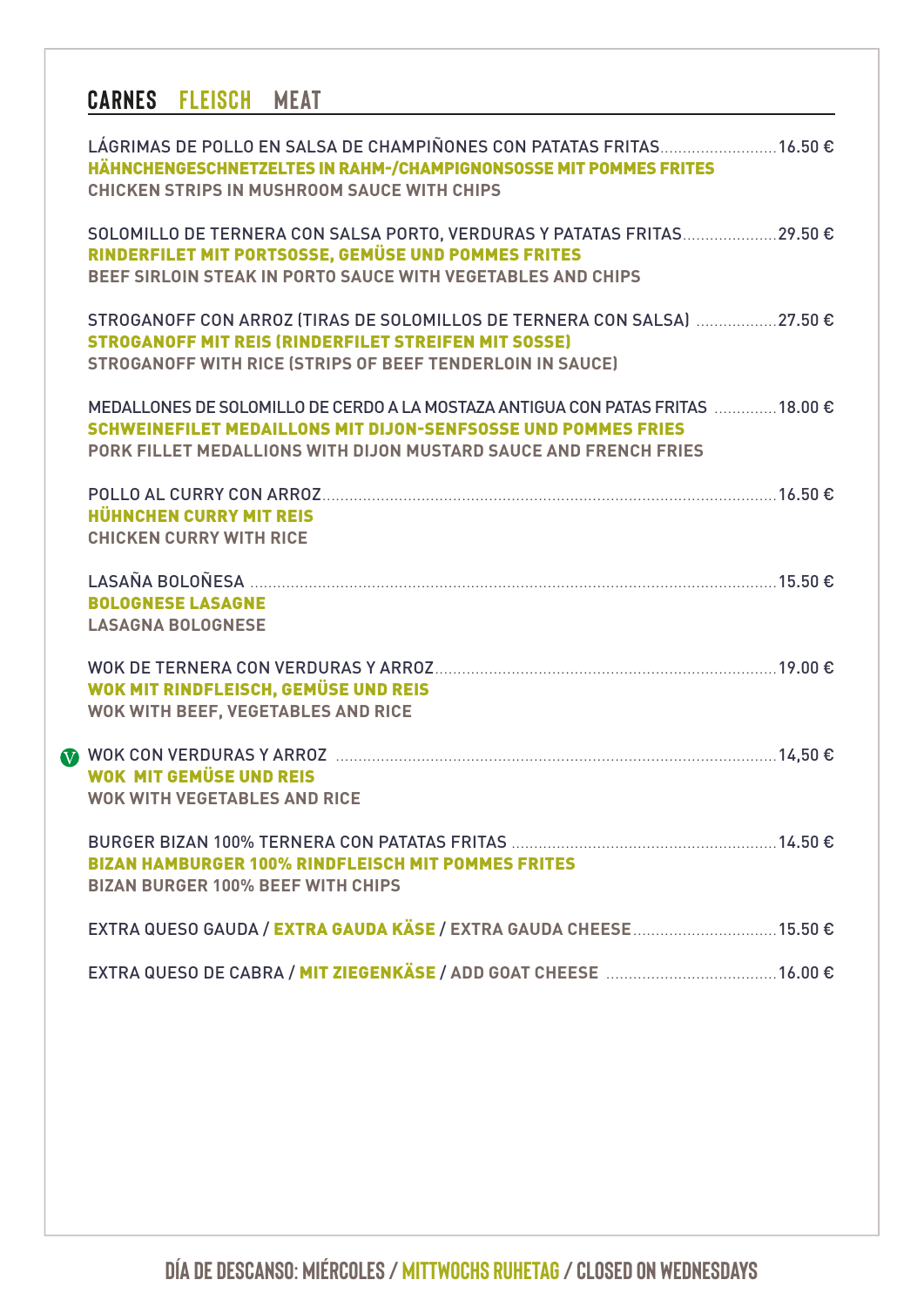## CARNES FLEISCH MEAT

LÁGRIMAS DE POLLO EN SALSA DE CHAMPIÑONES CON PATATAS FRITAS .......... 16.50 €
**HÄHNCHENGESCHNETZELTES IN RAHM-/CHAMPIGNONSOSSE MIT POMMES FRITES**
**CHICKEN STRIPS IN MUSHROOM SAUCE WITH CHIPS**

SOLOMILLO DE TERNERA CON SALSA PORTO, VERDURAS Y PATATAS FRITAS .......... 29.50 €
**RINDERFILET MIT PORTSOSSE, GEMÜSE UND POMMES FRITES**
**BEEF SIRLOIN STEAK IN PORTO SAUCE WITH VEGETABLES AND CHIPS**

STROGANOFF CON ARROZ (TIRAS DE SOLOMILLOS DE TERNERA CON SALSA) .......... 27.50 €
**STROGANOFF MIT REIS (RINDERFILET STREIFEN MIT SOSSE)**
**STROGANOFF WITH RICE (STRIPS OF BEEF TENDERLOIN IN SAUCE)**

MEDALLONES DE SOLOMILLO DE CERDO A LA MOSTAZA ANTIGUA CON PATAS FRITAS .......... 18.00 €
**SCHWEINEFILET MEDAILLONS MIT DIJON-SENFSOSSE UND POMMES FRIES**
**PORK FILLET MEDALLIONS WITH DIJON MUSTARD SAUCE AND FRENCH FRIES**

POLLO AL CURRY CON ARROZ .......... 16.50 €
**HÜHNCHEN CURRY MIT REIS**
**CHICKEN CURRY WITH RICE**

LASAÑA BOLOÑESA .......... 15.50 €
**BOLOGNESE LASAGNE**
**LASAGNA BOLOGNESE**

WOK DE TERNERA CON VERDURAS Y ARROZ .......... 19.00 €
**WOK MIT RINDFLEISCH, GEMÜSE UND REIS**
**WOK WITH BEEF, VEGETABLES AND RICE**

(V) WOK CON VERDURAS Y ARROZ .......... 14,50 €
**WOK MIT GEMÜSE UND REIS**
**WOK WITH VEGETABLES AND RICE**

BURGER BIZAN 100% TERNERA CON PATATAS FRITAS .......... 14.50 €
**BIZAN HAMBURGER 100% RINDFLEISCH MIT POMMES FRITES**
**BIZAN BURGER 100% BEEF WITH CHIPS**

EXTRA QUESO GAUDA / **EXTRA GAUDA KÄSE** / **EXTRA GAUDA CHEESE** .......... 15.50 €

EXTRA QUESO DE CABRA / **MIT ZIEGENKÄSE** / **ADD GOAT CHEESE** .......... 16.00 €

**DÍA DE DESCANSO: MIÉRCOLES / MITTWOCHS RUHETAG / CLOSED ON WEDNESDAYS**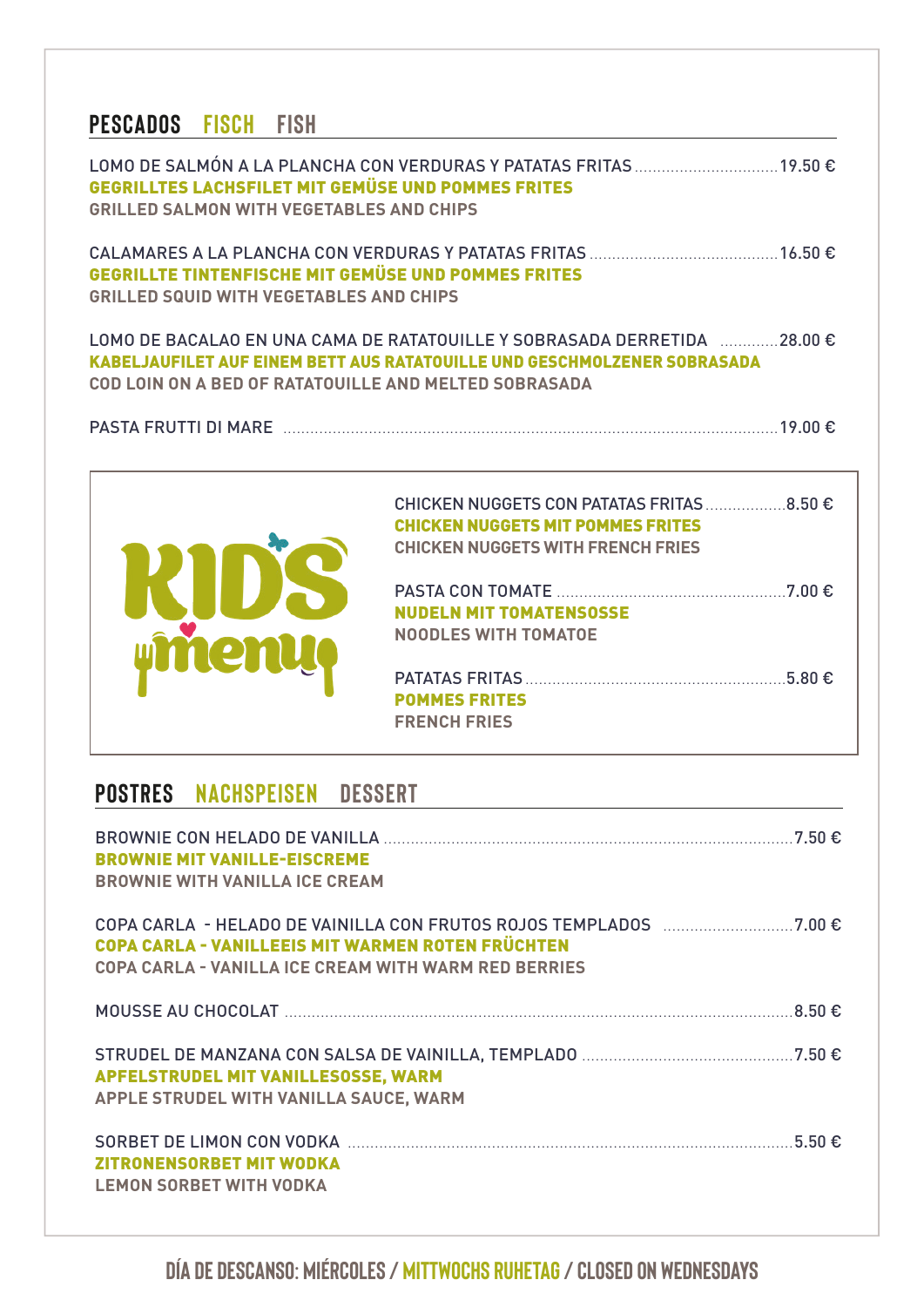## PESCADOS FISCH FISH

LOMO DE SALMÓN A LA PLANCHA CON VERDURAS Y PATATAS FRITAS ................................ 19.50 €
**GEGRILLTES LACHSFILET MIT GEMÜSE UND POMMES FRITES**
GRILLED SALMON WITH VEGETABLES AND CHIPS

CALAMARES A LA PLANCHA CON VERDURAS Y PATATAS FRITAS .......................................... 16.50 €
**GEGRILLTE TINTENFISCHE MIT GEMÜSE UND POMMES FRITES**
GRILLED SQUID WITH VEGETABLES AND CHIPS

LOMO DE BACALAO EN UNA CAMA DE RATATOUILLE Y SOBRASADA DERRETIDA ............. 28.00 €
**KABELJAUFILET AUF EINEM BETT AUS RATATOUILLE UND GESCHMOLZENER SOBRASADA**
COD LOIN ON A BED OF RATATOUILLE AND MELTED SOBRASADA

PASTA FRUTTI DI MARE ............................................................................................................ 19.00 €

## KIDS menu

CHICKEN NUGGETS CON PATATAS FRITAS .................. 8.50 €
**CHICKEN NUGGETS MIT POMMES FRITES**
CHICKEN NUGGETS WITH FRENCH FRIES

PASTA CON TOMATE .................................................. 7.00 €
**NUDELN MIT TOMATENSOSSE**
NOODLES WITH TOMATOE

PATATAS FRITAS ......................................................... 5.80 €
**POMMES FRITES**
FRENCH FRIES

## POSTRES NACHSPEISEN DESSERT

BROWNIE CON HELADO DE VANILLA ........................................................................................... 7.50 €
**BROWNIE MIT VANILLE-EISCREME**
BROWNIE WITH VANILLA ICE CREAM

COPA CARLA - HELADO DE VAINILLA CON FRUTOS ROJOS TEMPLADOS ............................ 7.00 €
**COPA CARLA - VANILLEEIS MIT WARMEN ROTEN FRÜCHTEN**
COPA CARLA - VANILLA ICE CREAM WITH WARM RED BERRIES

MOUSSE AU CHOCOLAT ................................................................................................................ 8.50 €

STRUDEL DE MANZANA CON SALSA DE VAINILLA, TEMPLADO .............................................. 7.50 €
**APFELSTRUDEL MIT VANILLESOSSE, WARM**
APPLE STRUDEL WITH VANILLA SAUCE, WARM

SORBET DE LIMON CON VODKA .................................................................................................. 5.50 €
**ZITRONENSORBET MIT WODKA**
LEMON SORBET WITH VODKA

DÍA DE DESCANSO: MIÉRCOLES / MITTWOCHS RUHETAG / CLOSED ON WEDNESDAYS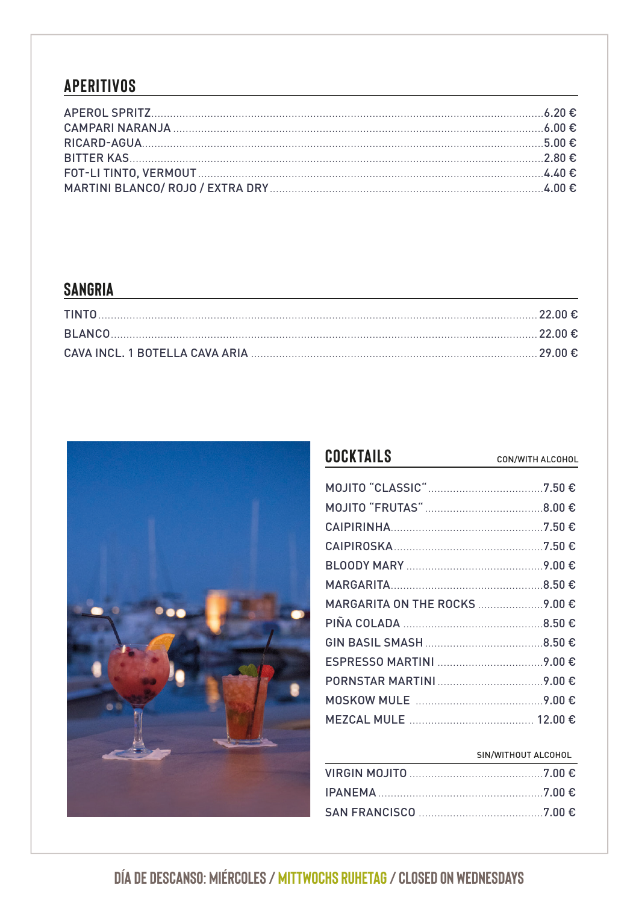## APERITIVOS

| | |
|---|---|
| APEROL SPRITZ | 6.20 € |
| CAMPARI NARANJA | 6.00 € |
| RICARD-AGUA | 5.00 € |
| BITTER KAS | 2.80 € |
| FOT-LI TINTO, VERMOUT | 4.40 € |
| MARTINI BLANCO/ ROJO / EXTRA DRY | 4.00 € |

## SANGRIA

| | |
|---|---|
| TINTO | 22.00 € |
| BLANCO | 22.00 € |
| CAVA INCL. 1 BOTELLA CAVA ARIA | 29.00 € |

## COCKTAILS

CON/WITH ALCOHOL

| | |
|---|---|
| MOJITO "CLASSIC" | 7.50 € |
| MOJITO "FRUTAS" | 8.00 € |
| CAIPIRINHA | 7.50 € |
| CAIPIROSKA | 7.50 € |
| BLOODY MARY | 9.00 € |
| MARGARITA | 8.50 € |
| MARGARITA ON THE ROCKS | 9.00 € |
| PIÑA COLADA | 8.50 € |
| GIN BASIL SMASH | 8.50 € |
| ESPRESSO MARTINI | 9.00 € |
| PORNSTAR MARTINI | 9.00 € |
| MOSKOW MULE | 9.00 € |
| MEZCAL MULE | 12.00 € |

SIN/WITHOUT ALCOHOL

| | |
|---|---|
| VIRGIN MOJITO | 7.00 € |
| IPANEMA | 7.00 € |
| SAN FRANCISCO | 7.00 € |

DÍA DE DESCANSO: MIÉRCOLES / MITTWOCHS RUHETAG / CLOSED ON WEDNESDAYS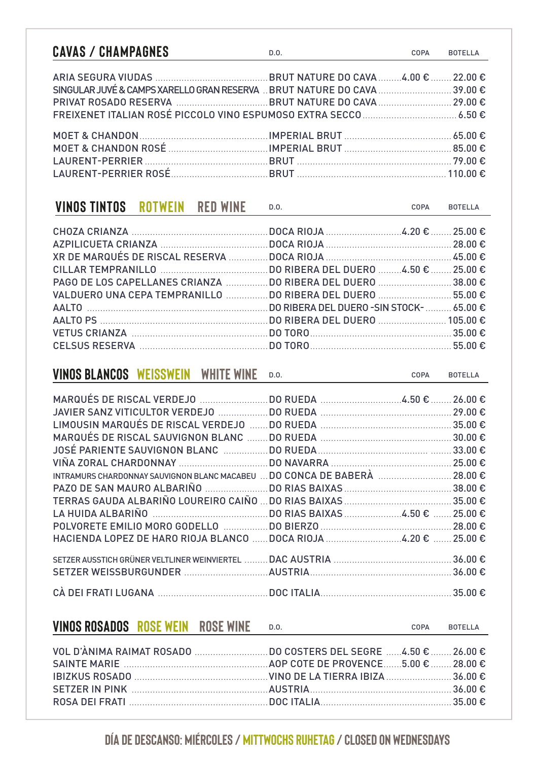## CAVAS / CHAMPAGNES

| | D.O. | COPA | BOTELLA |
|---|---|---|---|
| ARIA SEGURA VIUDAS | BRUT NATURE DO CAVA | 4.00 € | 22.00 € |
| SINGULAR JUVÉ & CAMPS XARELLO GRAN RESERVA | BRUT NATURE DO CAVA | | 39.00 € |
| PRIVAT ROSADO RESERVA | BRUT NATURE DO CAVA | | 29.00 € |
| FREIXENET ITALIAN ROSÉ PICCOLO VINO ESPUMOSO EXTRA SECCO | | | 6.50 € |
| MOET & CHANDON | IMPERIAL BRUT | | 65.00 € |
| MOET & CHANDON ROSÉ | IMPERIAL BRUT | | 85.00 € |
| LAURENT-PERRIER | BRUT | | 79.00 € |
| LAURENT-PERRIER ROSÉ | BRUT | | 110.00 € |

## VINOS TINTOS ROTWEIN RED WINE

| | D.O. | COPA | BOTELLA |
|---|---|---|---|
| CHOZA CRIANZA | DOCA RIOJA | 4.20 € | 25.00 € |
| AZPILICUETA CRIANZA | DOCA RIOJA | | 28.00 € |
| XR DE MARQUÉS DE RISCAL RESERVA | DOCA RIOJA | | 45.00 € |
| CILLAR TEMPRANILLO | DO RIBERA DEL DUERO | 4.50 € | 25.00 € |
| PAGO DE LOS CAPELLANES CRIANZA | DO RIBERA DEL DUERO | | 38.00 € |
| VALDUERO UNA CEPA TEMPRANILLO | DO RIBERA DEL DUERO | | 55.00 € |
| AALTO | DO RIBERA DEL DUERO -SIN STOCK- | | 65.00 € |
| AALTO PS | DO RIBERA DEL DUERO | | 105.00 € |
| VETUS CRIANZA | DO TORO | | 35.00 € |
| CELSUS RESERVA | DO TORO | | 55.00 € |

## VINOS BLANCOS WEISSWEIN WHITE WINE

| | D.O. | COPA | BOTELLA |
|---|---|---|---|
| MARQUÉS DE RISCAL VERDEJO | DO RUEDA | 4.50 € | 26.00 € |
| JAVIER SANZ VITICULTOR VERDEJO | DO RUEDA | | 29.00 € |
| LIMOUSIN MARQUÉS DE RISCAL VERDEJO | DO RUEDA | | 35.00 € |
| MARQUÉS DE RISCAL SAUVIGNON BLANC | DO RUEDA | | 30.00 € |
| JOSÉ PARIENTE SAUVIGNON BLANC | DO RUEDA | | 33.00 € |
| VIÑA ZORAL CHARDONNAY | DO NAVARRA | | 25.00 € |
| INTRAMURS CHARDONNAY SAUVIGNON BLANC MACABEU | DO CONCA DE BABERÀ | | 28.00 € |
| PAZO DE SAN MAURO ALBARIÑO | DO RIAS BAIXAS | | 38.00 € |
| TERRAS GAUDA ALBARIÑO LOUREIRO CAIÑO | DO RIAS BAIXAS | | 35.00 € |
| LA HUIDA ALBARIÑO | DO RIAS BAIXAS | 4.50 € | 25.00 € |
| POLVORETE EMILIO MORO GODELLO | DO BIERZO | | 28.00 € |
| HACIENDA LOPEZ DE HARO RIOJA BLANCO | DOCA RIOJA | 4.20 € | 25.00 € |
| SETZER AUSSTICH GRÜNER VELTLINER WEINVIERTEL | DAC AUSTRIA | | 36.00 € |
| SETZER WEISSBURGUNDER | AUSTRIA | | 36.00 € |
| CÀ DEI FRATI LUGANA | DOC ITALIA | | 35.00 € |

## VINOS ROSADOS ROSE WEIN ROSE WINE

| | D.O. | COPA | BOTELLA |
|---|---|---|---|
| VOL D'ÀNIMA RAIMAT ROSADO | DO COSTERS DEL SEGRE | 4.50 € | 26.00 € |
| SAINTE MARIE | AOP COTE DE PROVENCE | 5.00 € | 28.00 € |
| IBIZKUS ROSADO | VINO DE LA TIERRA IBIZA | | 36.00 € |
| SETZER IN PINK | AUSTRIA | | 36.00 € |
| ROSA DEI FRATI | DOC ITALIA | | 35.00 € |

**DÍA DE DESCANSO: MIÉRCOLES / MITTWOCHS RUHETAG / CLOSED ON WEDNESDAYS**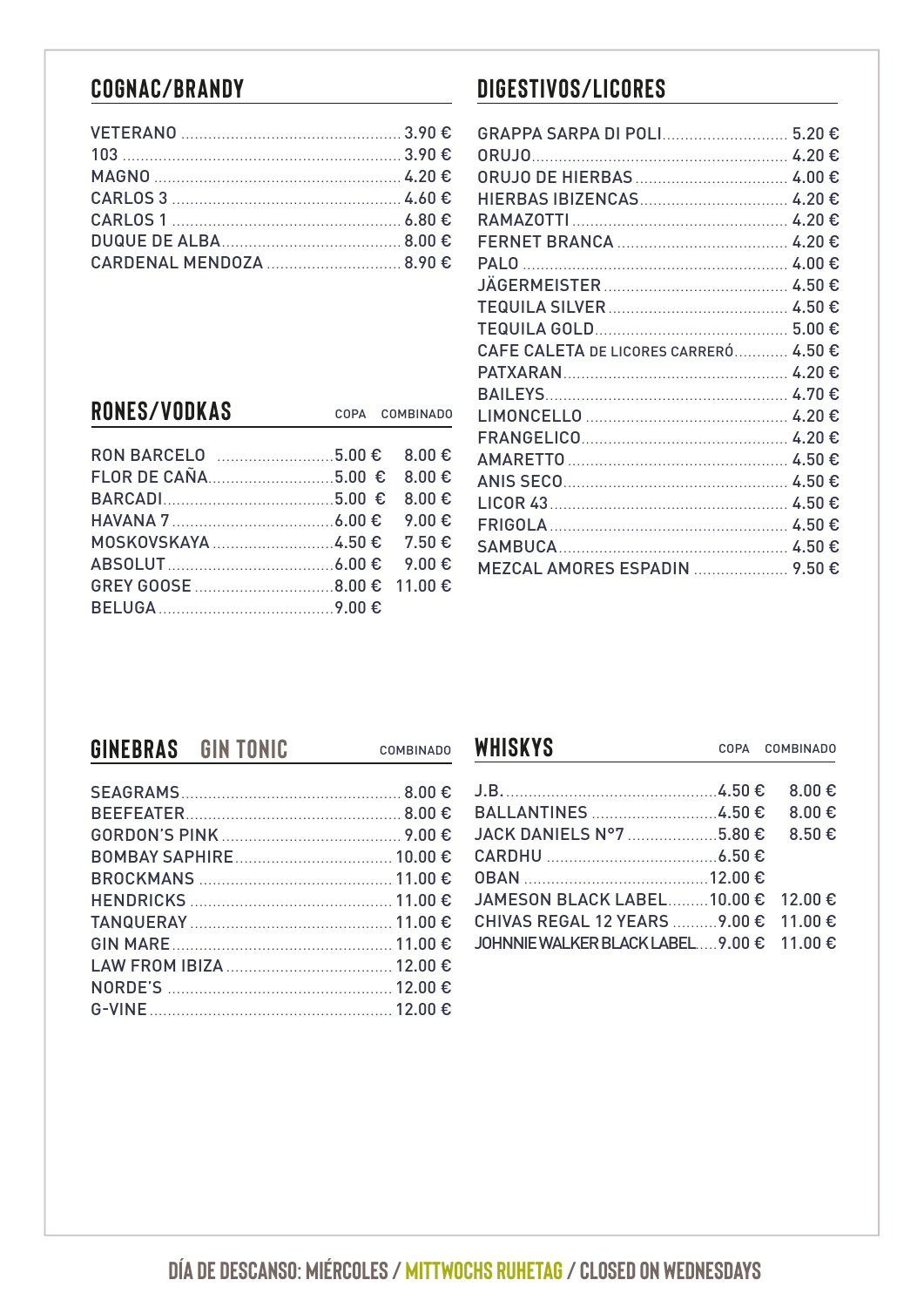## COGNAC/BRANDY

| | |
|---|---|
| VETERANO | 3.90 € |
| 103 | 3.90 € |
| MAGNO | 4.20 € |
| CARLOS 3 | 4.60 € |
| CARLOS 1 | 6.80 € |
| DUQUE DE ALBA | 8.00 € |
| CARDENAL MENDOZA | 8.90 € |

## DIGESTIVOS/LICORES

| | |
|---|---|
| GRAPPA SARPA DI POLI | 5.20 € |
| ORUJO | 4.20 € |
| ORUJO DE HIERBAS | 4.00 € |
| HIERBAS IBIZENCAS | 4.20 € |
| RAMAZOTTI | 4.20 € |
| FERNET BRANCA | 4.20 € |
| PALO | 4.00 € |
| JÄGERMEISTER | 4.50 € |
| TEQUILA SILVER | 4.50 € |
| TEQUILA GOLD | 5.00 € |
| CAFE CALETA DE LICORES CARRERÓ | 4.50 € |
| PATXARAN | 4.20 € |
| BAILEYS | 4.70 € |
| LIMONCELLO | 4.20 € |
| FRANGELICO | 4.20 € |
| AMARETTO | 4.50 € |
| ANIS SECO | 4.50 € |
| LICOR 43 | 4.50 € |
| FRIGOLA | 4.50 € |
| SAMBUCA | 4.50 € |
| MEZCAL AMORES ESPADIN | 9.50 € |

## RONES/VODKAS

| | COPA | COMBINADO |
|---|---|---|
| RON BARCELO | 5.00 € | 8.00 € |
| FLOR DE CAÑA | 5.00 € | 8.00 € |
| BARCADI | 5.00 € | 8.00 € |
| HAVANA 7 | 6.00 € | 9.00 € |
| MOSKOVSKAYA | 4.50 € | 7.50 € |
| ABSOLUT | 6.00 € | 9.00 € |
| GREY GOOSE | 8.00 € | 11.00 € |
| BELUGA | 9.00 € | |

## GINEBRAS GIN TONIC

| | COMBINADO |
|---|---|
| SEAGRAMS | 8.00 € |
| BEEFEATER | 8.00 € |
| GORDON'S PINK | 9.00 € |
| BOMBAY SAPHIRE | 10.00 € |
| BROCKMANS | 11.00 € |
| HENDRICKS | 11.00 € |
| TANQUERAY | 11.00 € |
| GIN MARE | 11.00 € |
| LAW FROM IBIZA | 12.00 € |
| NORDE'S | 12.00 € |
| G-VINE | 12.00 € |

## WHISKYS

| | COPA | COMBINADO |
|---|---|---|
| J.B. | 4.50 € | 8.00 € |
| BALLANTINES | 4.50 € | 8.00 € |
| JACK DANIELS N°7 | 5.80 € | 8.50 € |
| CARDHU | 6.50 € | |
| OBAN | 12.00 € | |
| JAMESON BLACK LABEL | 10.00 € | 12.00 € |
| CHIVAS REGAL 12 YEARS | 9.00 € | 11.00 € |
| JOHNNIE WALKER BLACK LABEL | 9.00 € | 11.00 € |

DÍA DE DESCANSO: MIÉRCOLES / MITTWOCHS RUHETAG / CLOSED ON WEDNESDAYS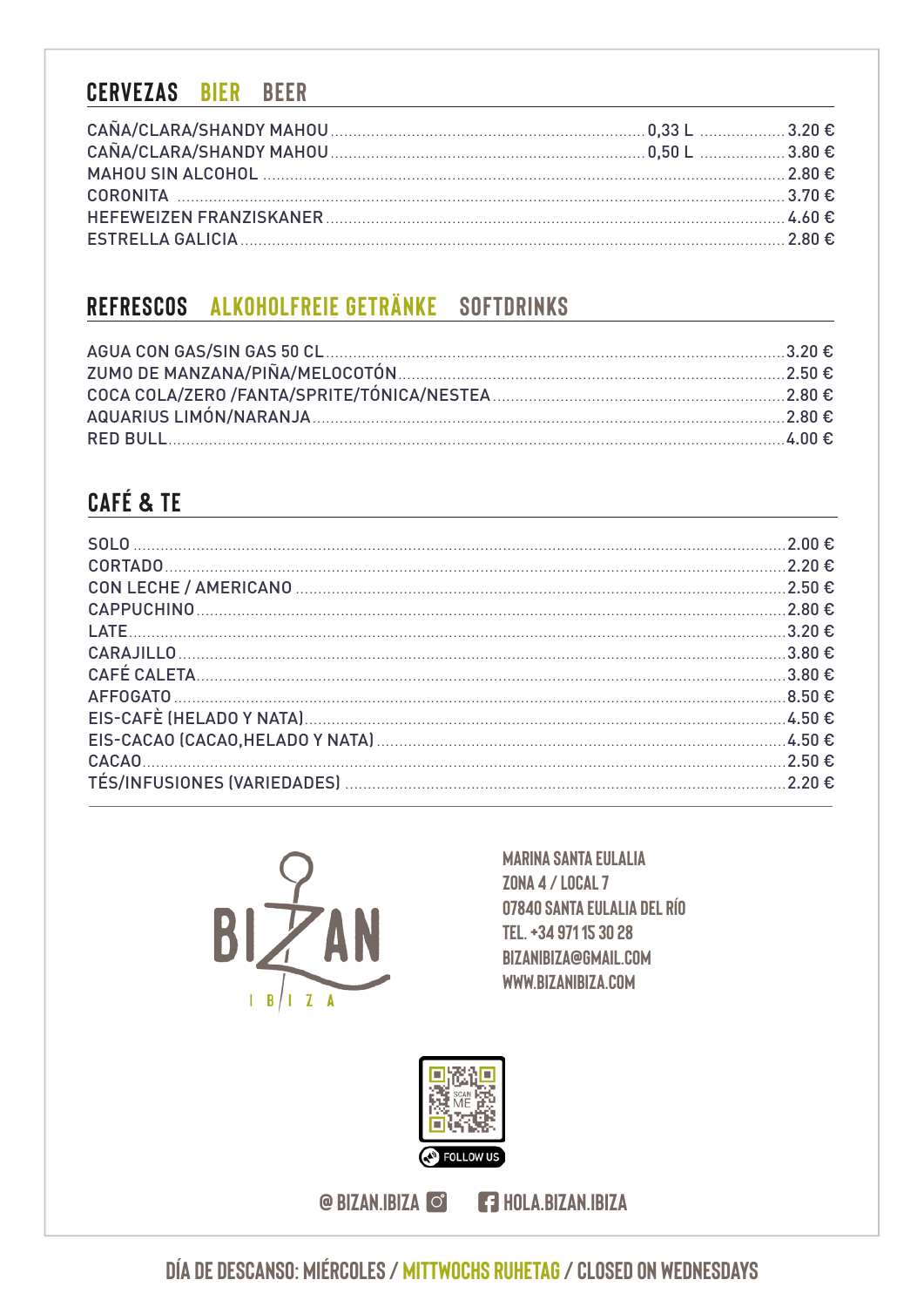## CERVEZAS BIER BEER

| | | |
|---|---|---|
| CAÑA/CLARA/SHANDY MAHOU | 0,33 L | 3.20 € |
| CAÑA/CLARA/SHANDY MAHOU | 0,50 L | 3.80 € |
| MAHOU SIN ALCOHOL | | 2.80 € |
| CORONITA | | 3.70 € |
| HEFEWEIZEN FRANZISKANER | | 4.60 € |
| ESTRELLA GALICIA | | 2.80 € |

## REFRESCOS ALKOHOLFREIE GETRÄNKE SOFTDRINKS

| | |
|---|---|
| AGUA CON GAS/SIN GAS 50 CL | 3.20 € |
| ZUMO DE MANZANA/PIÑA/MELOCOTÓN | 2.50 € |
| COCA COLA/ZERO /FANTA/SPRITE/TÓNICA/NESTEA | 2.80 € |
| AQUARIUS LIMÓN/NARANJA | 2.80 € |
| RED BULL | 4.00 € |

## CAFÉ & TE

| | |
|---|---|
| SOLO | 2.00 € |
| CORTADO | 2.20 € |
| CON LECHE / AMERICANO | 2.50 € |
| CAPPUCHINO | 2.80 € |
| LATE | 3.20 € |
| CARAJILLO | 3.80 € |
| CAFÉ CALETA | 3.80 € |
| AFFOGATO | 8.50 € |
| EIS-CAFÈ (HELADO Y NATA) | 4.50 € |
| EIS-CACAO (CACAO,HELADO Y NATA) | 4.50 € |
| CACAO | 2.50 € |
| TÉS/INFUSIONES (VARIEDADES) | 2.20 € |

BIZAN IBIZA

MARINA SANTA EULALIA
ZONA 4 / LOCAL 7
07840 SANTA EULALIA DEL RÍO
TEL. +34 971 15 30 28
BIZANIBIZA@GMAIL.COM
WWW.BIZANIBIZA.COM

SCAN ME
FOLLOW US

@ BIZAN.IBIZA HOLA.BIZAN.IBIZA

DÍA DE DESCANSO: MIÉRCOLES / MITTWOCHS RUHETAG / CLOSED ON WEDNESDAYS